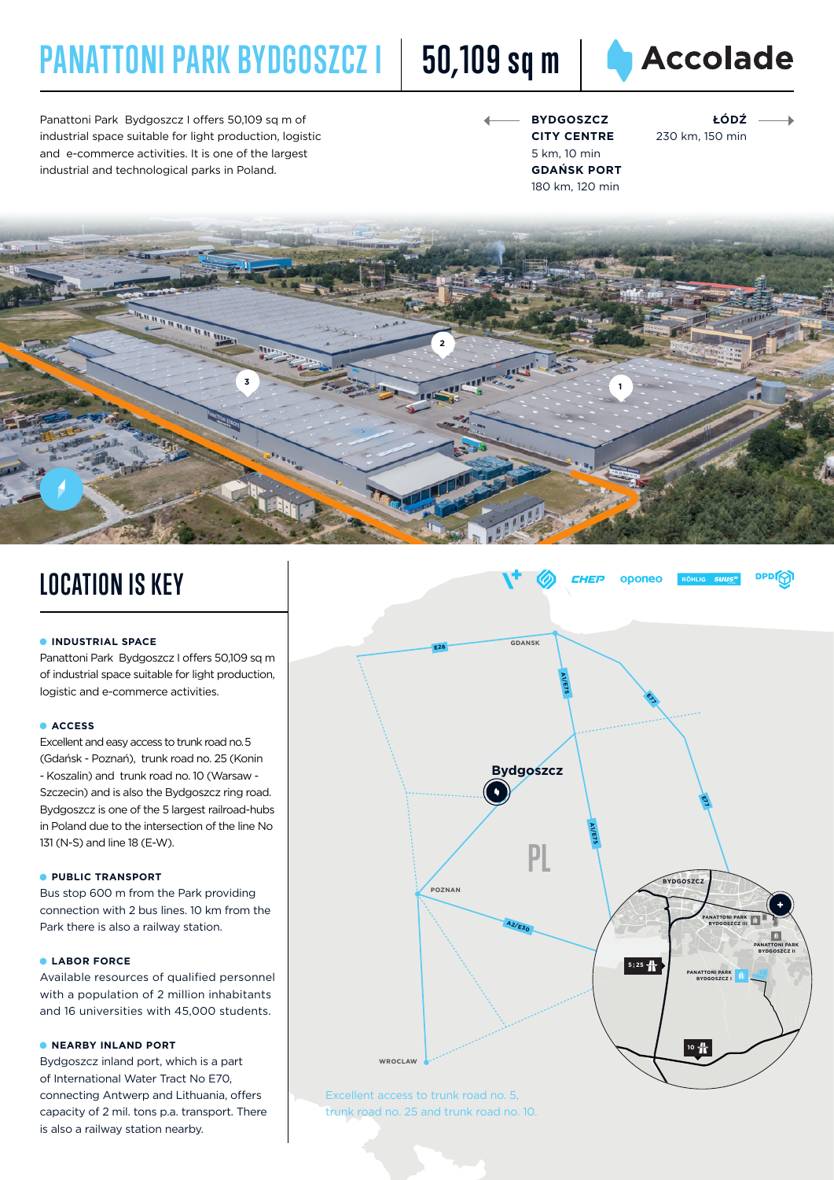# PANATTONI PARK BYDGOSZCZ I | 50,109 sq m | Accolade

Panattoni Park Bydgoszcz I offers 50,109 sq m of industrial space suitable for light production, logistic and e-commerce activities. It is one of the largest industrial and technological parks in Poland.

**BYDGOSZCZ CITY CENTRE**
5 km, 10 min

**GDAŃSK PORT**
180 km, 120 min

**ŁÓDŹ**
230 km, 150 min

## LOCATION IS KEY

**INDUSTRIAL SPACE**
Panattoni Park Bydgoszcz I offers 50,109 sq m of industrial space suitable for light production, logistic and e-commerce activities.

**ACCESS**
Excellent and easy access to trunk road no. 5 (Gdańsk - Poznań), trunk road no. 25 (Konin - Koszalin) and trunk road no. 10 (Warsaw - Szczecin) and is also the Bydgoszcz ring road. Bydgoszcz is one of the 5 largest railroad-hubs in Poland due to the intersection of the line No 131 (N-S) and line 18 (E-W).

**PUBLIC TRANSPORT**
Bus stop 600 m from the Park providing connection with 2 bus lines. 10 km from the Park there is also a railway station.

**LABOR FORCE**
Available resources of qualified personnel with a population of 2 million inhabitants and 16 universities with 45,000 students.

**NEARBY INLAND PORT**
Bydgoszcz inland port, which is a part of International Water Tract No E70, connecting Antwerp and Lithuania, offers capacity of 2 mil. tons p.a. transport. There is also a railway station nearby.

Excellent access to trunk road no. 5, trunk road no. 25 and trunk road no. 10.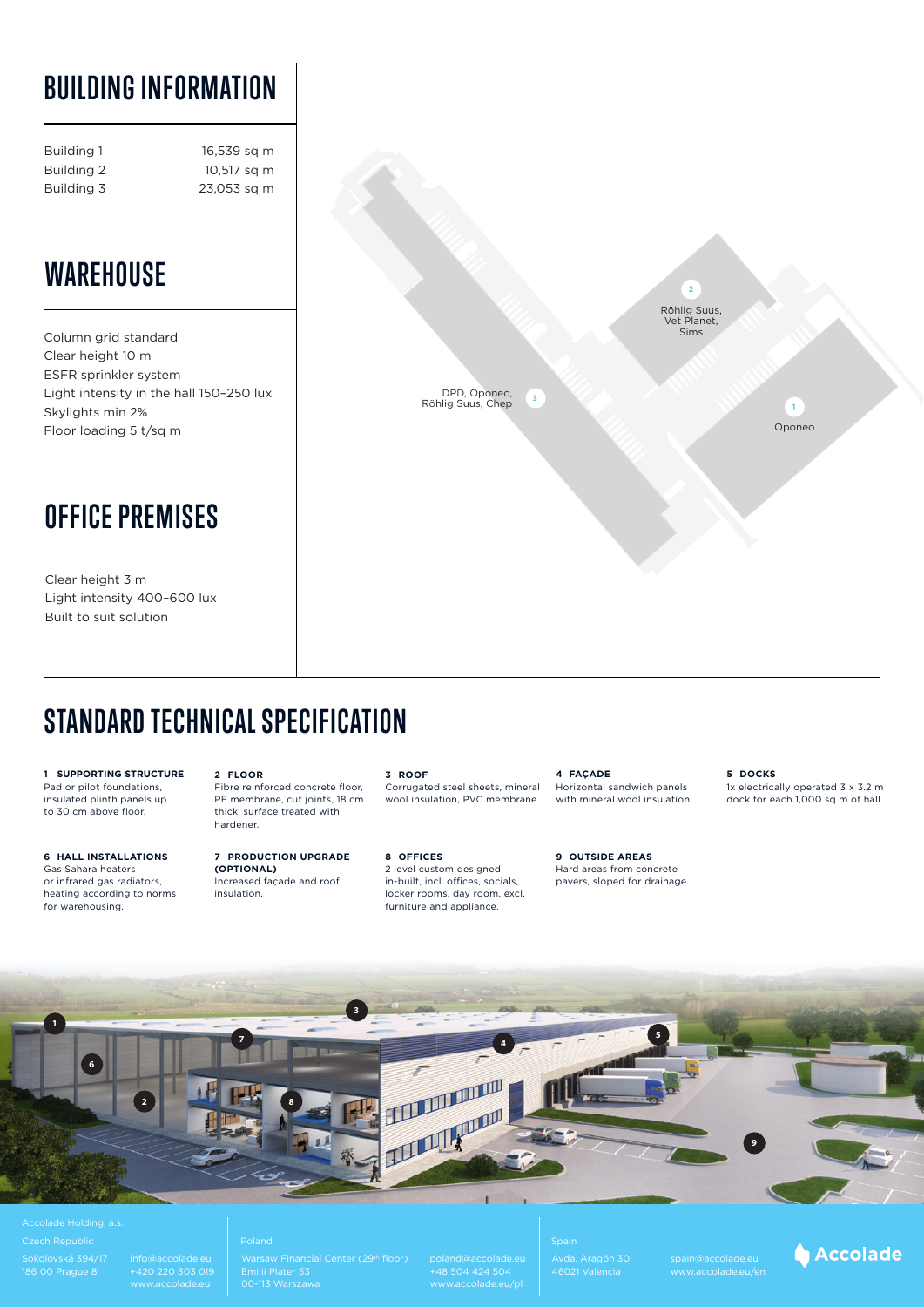# BUILDING INFORMATION

| | |
|---|---|
| Building 1 | 16,539 sq m |
| Building 2 | 10,517 sq m |
| Building 3 | 23,053 sq m |

# WAREHOUSE

Column grid standard
Clear height 10 m
ESFR sprinkler system
Light intensity in the hall 150–250 lux
Skylights min 2%
Floor loading 5 t/sq m

# OFFICE PREMISES

Clear height 3 m
Light intensity 400–600 lux
Built to suit solution

2
Röhlig Suus, Vet Planet, Sims

3
DPD, Oponeo, Röhlig Suus, Chep

1
Oponeo

# STANDARD TECHNICAL SPECIFICATION

**1 SUPPORTING STRUCTURE**
Pad or pilot foundations, insulated plinth panels up to 30 cm above floor.

**2 FLOOR**
Fibre reinforced concrete floor, PE membrane, cut joints, 18 cm thick, surface treated with hardener.

**3 ROOF**
Corrugated steel sheets, mineral wool insulation, PVC membrane.

**4 FAÇADE**
Horizontal sandwich panels with mineral wool insulation.

**5 DOCKS**
1x electrically operated 3 x 3.2 m dock for each 1,000 sq m of hall.

**6 HALL INSTALLATIONS**
Gas Sahara heaters or infrared gas radiators, heating according to norms for warehousing.

**7 PRODUCTION UPGRADE (OPTIONAL)**
Increased façade and roof insulation.

**8 OFFICES**
2 level custom designed in-built, incl. offices, socials, locker rooms, day room, excl. furniture and appliance.

**9 OUTSIDE AREAS**
Hard areas from concrete pavers, sloped for drainage.

Accolade Holding, a.s.

Czech Republic
Sokolovská 394/17
186 00 Prague 8
info@accolade.eu
+420 220 303 019
www.accolade.eu

Poland
Warsaw Financial Center (29th floor)
Emilii Plater 53
00-113 Warszawa
poland@accolade.eu
+48 504 424 504
www.accolade.eu/pl

Spain
Avda. Aragón 30
46021 Valencia
spain@accolade.eu
www.accolade.eu/en

Accolade